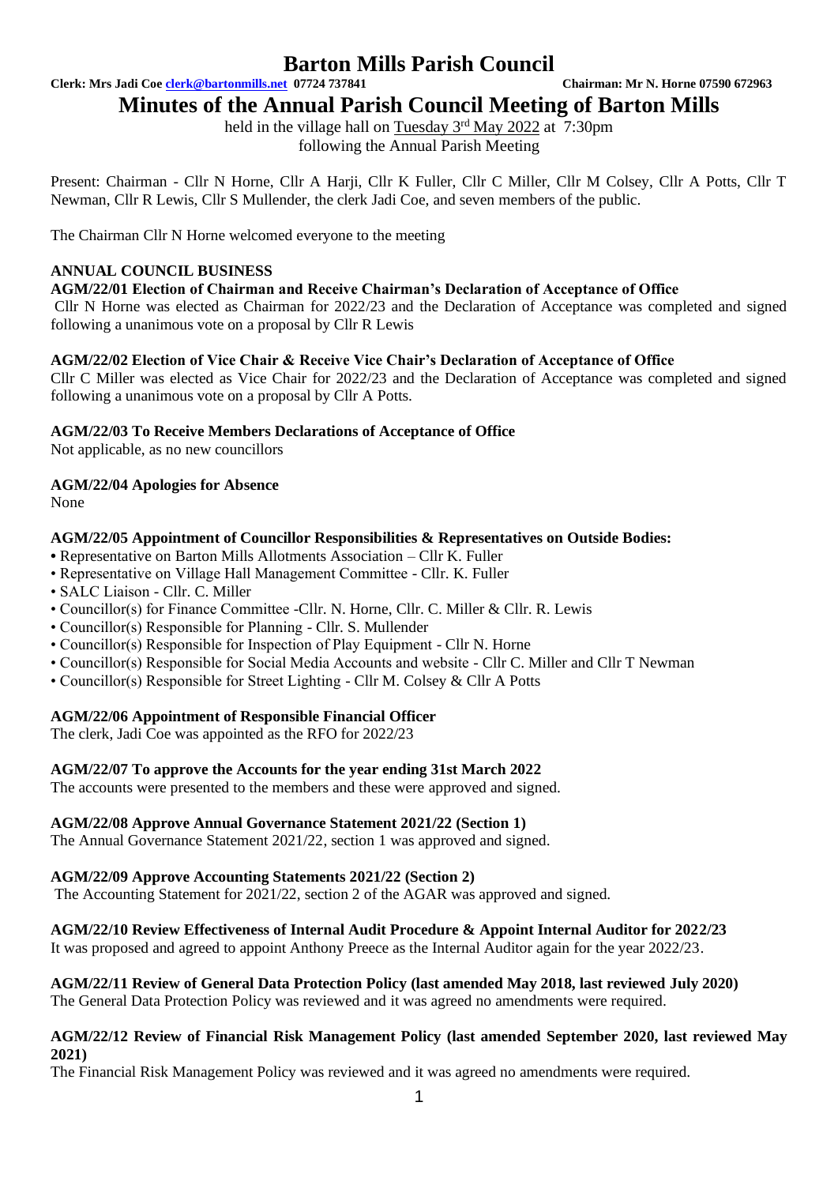# Barton Mills Parish Council

**Clerk: Mrs Jadi Coe clerk@bartonmills.net 07724 737841** **Chairman: Mr N. Horne 07590 672963**

## Minutes of the Annual Parish Council Meeting of Barton Mills

held in the village hall on Tuesday 3rd May 2022 at 7:30pm
following the Annual Parish Meeting

Present: Chairman - Cllr N Horne, Cllr A Harji, Cllr K Fuller, Cllr C Miller, Cllr M Colsey, Cllr A Potts, Cllr T Newman, Cllr R Lewis, Cllr S Mullender, the clerk Jadi Coe, and seven members of the public.

The Chairman Cllr N Horne welcomed everyone to the meeting

### ANNUAL COUNCIL BUSINESS

**AGM/22/01 Election of Chairman and Receive Chairman's Declaration of Acceptance of Office**

Cllr N Horne was elected as Chairman for 2022/23 and the Declaration of Acceptance was completed and signed following a unanimous vote on a proposal by Cllr R Lewis

**AGM/22/02 Election of Vice Chair & Receive Vice Chair's Declaration of Acceptance of Office**

Cllr C Miller was elected as Vice Chair for 2022/23 and the Declaration of Acceptance was completed and signed following a unanimous vote on a proposal by Cllr A Potts.

**AGM/22/03 To Receive Members Declarations of Acceptance of Office**

Not applicable, as no new councillors

**AGM/22/04 Apologies for Absence**

None

**AGM/22/05 Appointment of Councillor Responsibilities & Representatives on Outside Bodies:**

- Representative on Barton Mills Allotments Association – Cllr K. Fuller
- Representative on Village Hall Management Committee - Cllr. K. Fuller
- SALC Liaison - Cllr. C. Miller
- Councillor(s) for Finance Committee -Cllr. N. Horne, Cllr. C. Miller & Cllr. R. Lewis
- Councillor(s) Responsible for Planning - Cllr. S. Mullender
- Councillor(s) Responsible for Inspection of Play Equipment - Cllr N. Horne
- Councillor(s) Responsible for Social Media Accounts and website - Cllr C. Miller and Cllr T Newman
- Councillor(s) Responsible for Street Lighting - Cllr M. Colsey & Cllr A Potts

**AGM/22/06 Appointment of Responsible Financial Officer**

The clerk, Jadi Coe was appointed as the RFO for 2022/23

**AGM/22/07 To approve the Accounts for the year ending 31st March 2022**

The accounts were presented to the members and these were approved and signed.

**AGM/22/08 Approve Annual Governance Statement 2021/22 (Section 1)**

The Annual Governance Statement 2021/22, section 1 was approved and signed.

**AGM/22/09 Approve Accounting Statements 2021/22 (Section 2)**

The Accounting Statement for 2021/22, section 2 of the AGAR was approved and signed.

**AGM/22/10 Review Effectiveness of Internal Audit Procedure & Appoint Internal Auditor for 2022/23**

It was proposed and agreed to appoint Anthony Preece as the Internal Auditor again for the year 2022/23.

**AGM/22/11 Review of General Data Protection Policy (last amended May 2018, last reviewed July 2020)**

The General Data Protection Policy was reviewed and it was agreed no amendments were required.

**AGM/22/12 Review of Financial Risk Management Policy (last amended September 2020, last reviewed May 2021)**

The Financial Risk Management Policy was reviewed and it was agreed no amendments were required.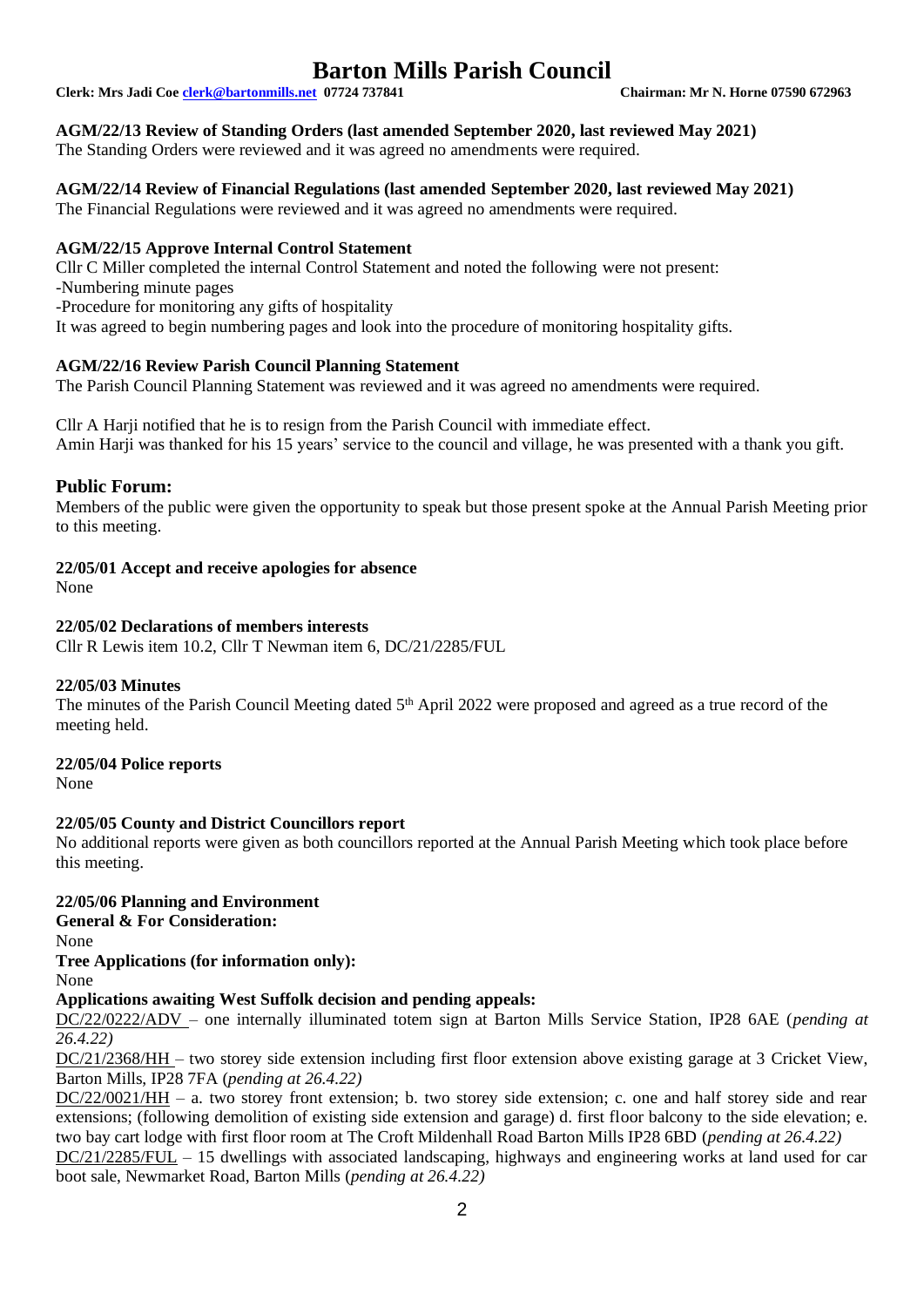**AGM/22/13 Review of Standing Orders (last amended September 2020, last reviewed May 2021)**

The Standing Orders were reviewed and it was agreed no amendments were required.

**AGM/22/14 Review of Financial Regulations (last amended September 2020, last reviewed May 2021)**

The Financial Regulations were reviewed and it was agreed no amendments were required.

**AGM/22/15 Approve Internal Control Statement**

Cllr C Miller completed the internal Control Statement and noted the following were not present:

-Numbering minute pages

-Procedure for monitoring any gifts of hospitality

It was agreed to begin numbering pages and look into the procedure of monitoring hospitality gifts.

**AGM/22/16 Review Parish Council Planning Statement**

The Parish Council Planning Statement was reviewed and it was agreed no amendments were required.

Cllr A Harji notified that he is to resign from the Parish Council with immediate effect.

Amin Harji was thanked for his 15 years' service to the council and village, he was presented with a thank you gift.

## Public Forum:

Members of the public were given the opportunity to speak but those present spoke at the Annual Parish Meeting prior to this meeting.

**22/05/01 Accept and receive apologies for absence**

None

**22/05/02 Declarations of members interests**

Cllr R Lewis item 10.2, Cllr T Newman item 6, DC/21/2285/FUL

**22/05/03 Minutes**

The minutes of the Parish Council Meeting dated 5th April 2022 were proposed and agreed as a true record of the meeting held.

**22/05/04 Police reports**

None

**22/05/05 County and District Councillors report**

No additional reports were given as both councillors reported at the Annual Parish Meeting which took place before this meeting.

**22/05/06 Planning and Environment**

**General & For Consideration:**

None

**Tree Applications (for information only):**

None

**Applications awaiting West Suffolk decision and pending appeals:**

DC/22/0222/ADV – one internally illuminated totem sign at Barton Mills Service Station, IP28 6AE (*pending at 26.4.22)*

DC/21/2368/HH – two storey side extension including first floor extension above existing garage at 3 Cricket View, Barton Mills, IP28 7FA (*pending at 26.4.22)*

DC/22/0021/HH – a. two storey front extension; b. two storey side extension; c. one and half storey side and rear extensions; (following demolition of existing side extension and garage) d. first floor balcony to the side elevation; e. two bay cart lodge with first floor room at The Croft Mildenhall Road Barton Mills IP28 6BD (*pending at 26.4.22)*

DC/21/2285/FUL – 15 dwellings with associated landscaping, highways and engineering works at land used for car boot sale, Newmarket Road, Barton Mills (*pending at 26.4.22)*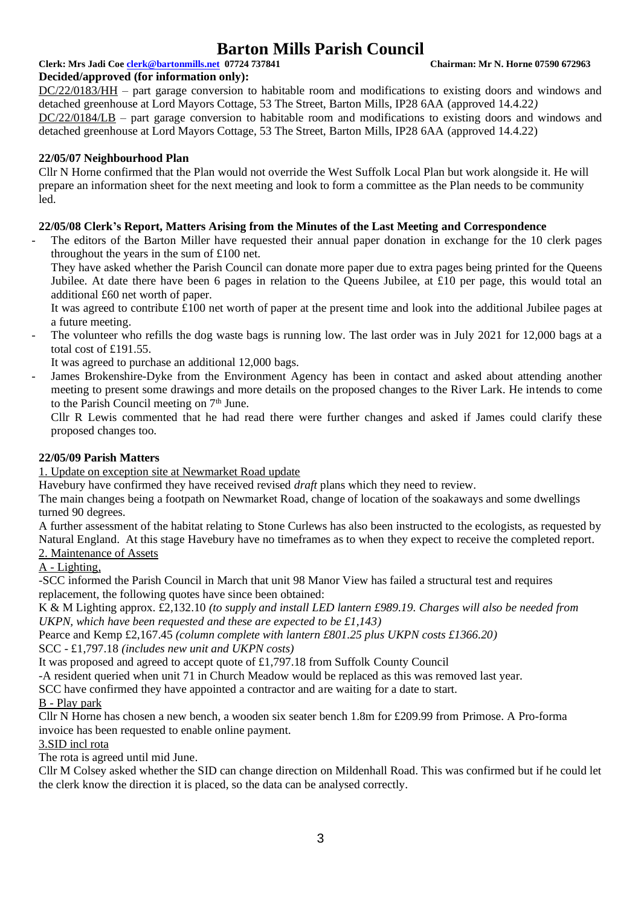**Decided/approved (for information only):**

DC/22/0183/HH – part garage conversion to habitable room and modifications to existing doors and windows and detached greenhouse at Lord Mayors Cottage, 53 The Street, Barton Mills, IP28 6AA (approved 14.4.22*)*

DC/22/0184/LB – part garage conversion to habitable room and modifications to existing doors and windows and detached greenhouse at Lord Mayors Cottage, 53 The Street, Barton Mills, IP28 6AA (approved 14.4.22)

### 22/05/07 Neighbourhood Plan

Cllr N Horne confirmed that the Plan would not override the West Suffolk Local Plan but work alongside it. He will prepare an information sheet for the next meeting and look to form a committee as the Plan needs to be community led.

### 22/05/08 Clerk's Report, Matters Arising from the Minutes of the Last Meeting and Correspondence

- The editors of the Barton Miller have requested their annual paper donation in exchange for the 10 clerk pages throughout the years in the sum of £100 net.

  They have asked whether the Parish Council can donate more paper due to extra pages being printed for the Queens Jubilee. At date there have been 6 pages in relation to the Queens Jubilee, at £10 per page, this would total an additional £60 net worth of paper.

  It was agreed to contribute £100 net worth of paper at the present time and look into the additional Jubilee pages at a future meeting.
- The volunteer who refills the dog waste bags is running low. The last order was in July 2021 for 12,000 bags at a total cost of £191.55.

  It was agreed to purchase an additional 12,000 bags.
- James Brokenshire-Dyke from the Environment Agency has been in contact and asked about attending another meeting to present some drawings and more details on the proposed changes to the River Lark. He intends to come to the Parish Council meeting on 7th June.

  Cllr R Lewis commented that he had read there were further changes and asked if James could clarify these proposed changes too.

### 22/05/09 Parish Matters

1. Update on exception site at Newmarket Road update

Havebury have confirmed they have received revised *draft* plans which they need to review.

The main changes being a footpath on Newmarket Road, change of location of the soakaways and some dwellings turned 90 degrees.

A further assessment of the habitat relating to Stone Curlews has also been instructed to the ecologists, as requested by Natural England. At this stage Havebury have no timeframes as to when they expect to receive the completed report.

2. Maintenance of Assets

A - Lighting,

-SCC informed the Parish Council in March that unit 98 Manor View has failed a structural test and requires replacement, the following quotes have since been obtained:

K & M Lighting approx. £2,132.10 *(to supply and install LED lantern £989.19. Charges will also be needed from UKPN, which have been requested and these are expected to be £1,143)*

Pearce and Kemp £2,167.45 *(column complete with lantern £801.25 plus UKPN costs £1366.20)*

SCC - £1,797.18 *(includes new unit and UKPN costs)*

It was proposed and agreed to accept quote of £1,797.18 from Suffolk County Council

-A resident queried when unit 71 in Church Meadow would be replaced as this was removed last year.

SCC have confirmed they have appointed a contractor and are waiting for a date to start.

B - Play park

Cllr N Horne has chosen a new bench, a wooden six seater bench 1.8m for £209.99 from Primose. A Pro-forma invoice has been requested to enable online payment.

3.SID incl rota

The rota is agreed until mid June.

Cllr M Colsey asked whether the SID can change direction on Mildenhall Road. This was confirmed but if he could let the clerk know the direction it is placed, so the data can be analysed correctly.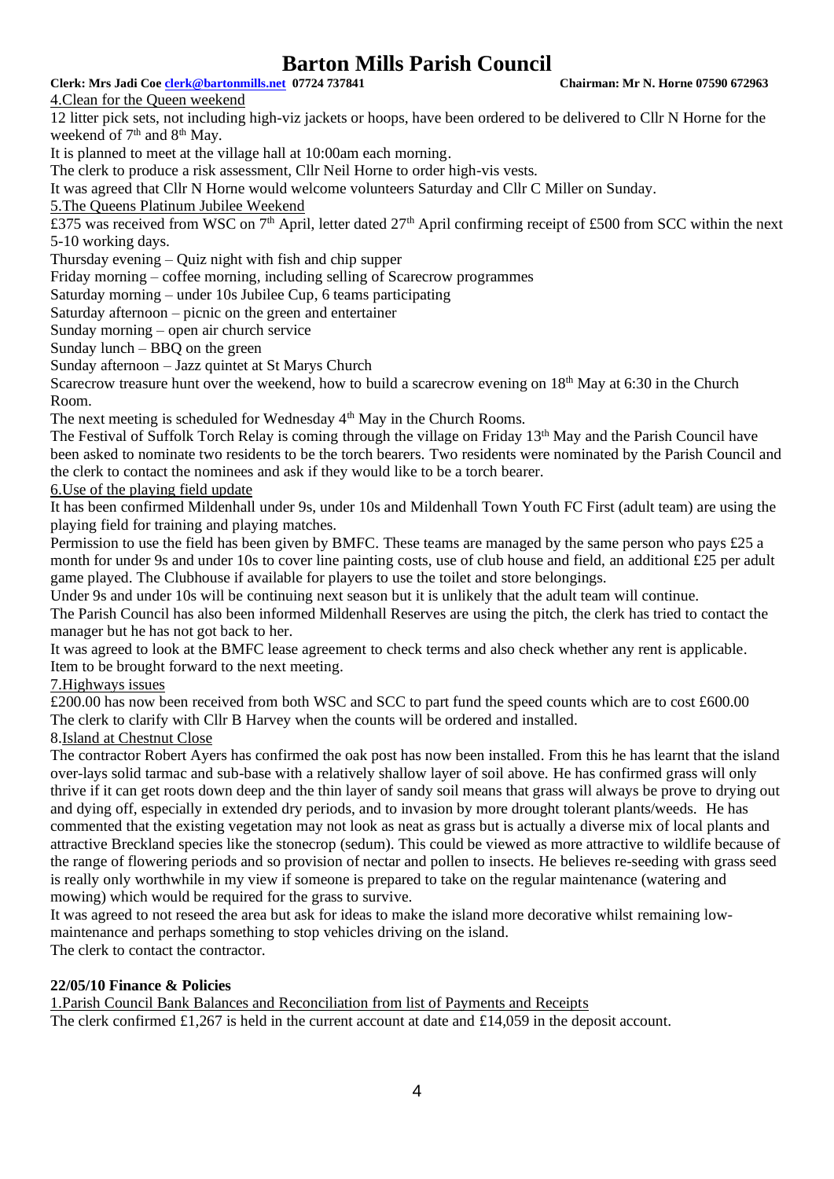4.Clean for the Queen weekend

12 litter pick sets, not including high-viz jackets or hoops, have been ordered to be delivered to Cllr N Horne for the weekend of 7th and 8th May.

It is planned to meet at the village hall at 10:00am each morning.

The clerk to produce a risk assessment, Cllr Neil Horne to order high-vis vests.

It was agreed that Cllr N Horne would welcome volunteers Saturday and Cllr C Miller on Sunday.

5.The Queens Platinum Jubilee Weekend

£375 was received from WSC on 7th April, letter dated 27th April confirming receipt of £500 from SCC within the next 5-10 working days.

Thursday evening – Quiz night with fish and chip supper
Friday morning – coffee morning, including selling of Scarecrow programmes
Saturday morning – under 10s Jubilee Cup, 6 teams participating
Saturday afternoon – picnic on the green and entertainer
Sunday morning – open air church service
Sunday lunch – BBQ on the green
Sunday afternoon – Jazz quintet at St Marys Church

Scarecrow treasure hunt over the weekend, how to build a scarecrow evening on 18th May at 6:30 in the Church Room.

The next meeting is scheduled for Wednesday 4th May in the Church Rooms.

The Festival of Suffolk Torch Relay is coming through the village on Friday 13th May and the Parish Council have been asked to nominate two residents to be the torch bearers. Two residents were nominated by the Parish Council and the clerk to contact the nominees and ask if they would like to be a torch bearer.

6.Use of the playing field update

It has been confirmed Mildenhall under 9s, under 10s and Mildenhall Town Youth FC First (adult team) are using the playing field for training and playing matches.

Permission to use the field has been given by BMFC. These teams are managed by the same person who pays £25 a month for under 9s and under 10s to cover line painting costs, use of club house and field, an additional £25 per adult game played. The Clubhouse if available for players to use the toilet and store belongings.

Under 9s and under 10s will be continuing next season but it is unlikely that the adult team will continue.

The Parish Council has also been informed Mildenhall Reserves are using the pitch, the clerk has tried to contact the manager but he has not got back to her.

It was agreed to look at the BMFC lease agreement to check terms and also check whether any rent is applicable. Item to be brought forward to the next meeting.

7.Highways issues

£200.00 has now been received from both WSC and SCC to part fund the speed counts which are to cost £600.00

The clerk to clarify with Cllr B Harvey when the counts will be ordered and installed.

8.Island at Chestnut Close

The contractor Robert Ayers has confirmed the oak post has now been installed. From this he has learnt that the island over-lays solid tarmac and sub-base with a relatively shallow layer of soil above. He has confirmed grass will only thrive if it can get roots down deep and the thin layer of sandy soil means that grass will always be prove to drying out and dying off, especially in extended dry periods, and to invasion by more drought tolerant plants/weeds. He has commented that the existing vegetation may not look as neat as grass but is actually a diverse mix of local plants and attractive Breckland species like the stonecrop (sedum). This could be viewed as more attractive to wildlife because of the range of flowering periods and so provision of nectar and pollen to insects. He believes re-seeding with grass seed is really only worthwhile in my view if someone is prepared to take on the regular maintenance (watering and mowing) which would be required for the grass to survive.

It was agreed to not reseed the area but ask for ideas to make the island more decorative whilst remaining low-maintenance and perhaps something to stop vehicles driving on the island.

The clerk to contact the contractor.

**22/05/10 Finance & Policies**

1.Parish Council Bank Balances and Reconciliation from list of Payments and Receipts

The clerk confirmed £1,267 is held in the current account at date and £14,059 in the deposit account.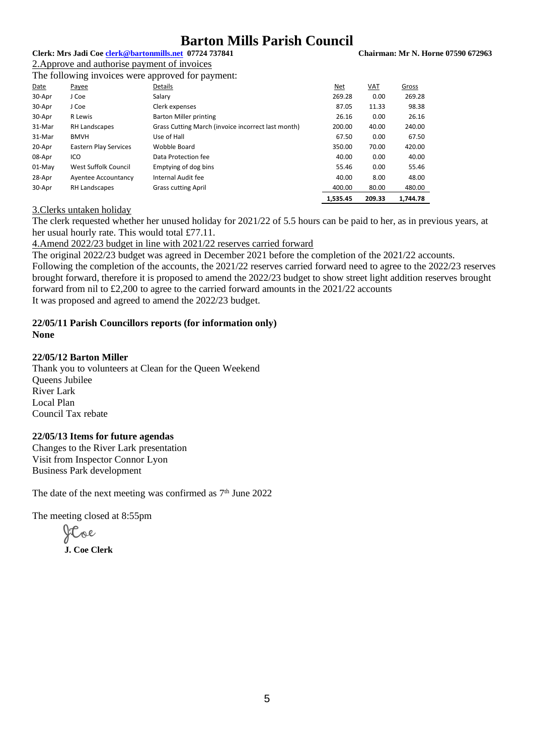# Barton Mills Parish Council

**Clerk: Mrs Jadi Coe clerk@bartonmills.net 07724 737841** **Chairman: Mr N. Horne 07590 672963**

2.Approve and authorise payment of invoices

The following invoices were approved for payment:

| Date | Payee | Details | Net | VAT | Gross |
|---|---|---|---|---|---|
| 30-Apr | J Coe | Salary | 269.28 | 0.00 | 269.28 |
| 30-Apr | J Coe | Clerk expenses | 87.05 | 11.33 | 98.38 |
| 30-Apr | R Lewis | Barton Miller printing | 26.16 | 0.00 | 26.16 |
| 31-Mar | RH Landscapes | Grass Cutting March (invoice incorrect last month) | 200.00 | 40.00 | 240.00 |
| 31-Mar | BMVH | Use of Hall | 67.50 | 0.00 | 67.50 |
| 20-Apr | Eastern Play Services | Wobble Board | 350.00 | 70.00 | 420.00 |
| 08-Apr | ICO | Data Protection fee | 40.00 | 0.00 | 40.00 |
| 01-May | West Suffolk Council | Emptying of dog bins | 55.46 | 0.00 | 55.46 |
| 28-Apr | Ayentee Accountancy | Internal Audit fee | 40.00 | 8.00 | 48.00 |
| 30-Apr | RH Landscapes | Grass cutting April | 400.00 | 80.00 | 480.00 |
| | | | **1,535.45** | **209.33** | **1,744.78** |

3.Clerks untaken holiday

The clerk requested whether her unused holiday for 2021/22 of 5.5 hours can be paid to her, as in previous years, at her usual hourly rate. This would total £77.11.

4.Amend 2022/23 budget in line with 2021/22 reserves carried forward

The original 2022/23 budget was agreed in December 2021 before the completion of the 2021/22 accounts. Following the completion of the accounts, the 2021/22 reserves carried forward need to agree to the 2022/23 reserves brought forward, therefore it is proposed to amend the 2022/23 budget to show street light addition reserves brought forward from nil to £2,200 to agree to the carried forward amounts in the 2021/22 accounts

It was proposed and agreed to amend the 2022/23 budget.

### 22/05/11 Parish Councillors reports (for information only)

**None**

### 22/05/12 Barton Miller

Thank you to volunteers at Clean for the Queen Weekend
Queens Jubilee
River Lark
Local Plan
Council Tax rebate

### 22/05/13 Items for future agendas

Changes to the River Lark presentation
Visit from Inspector Connor Lyon
Business Park development

The date of the next meeting was confirmed as 7th June 2022

The meeting closed at 8:55pm

JCoe

**J. Coe Clerk**